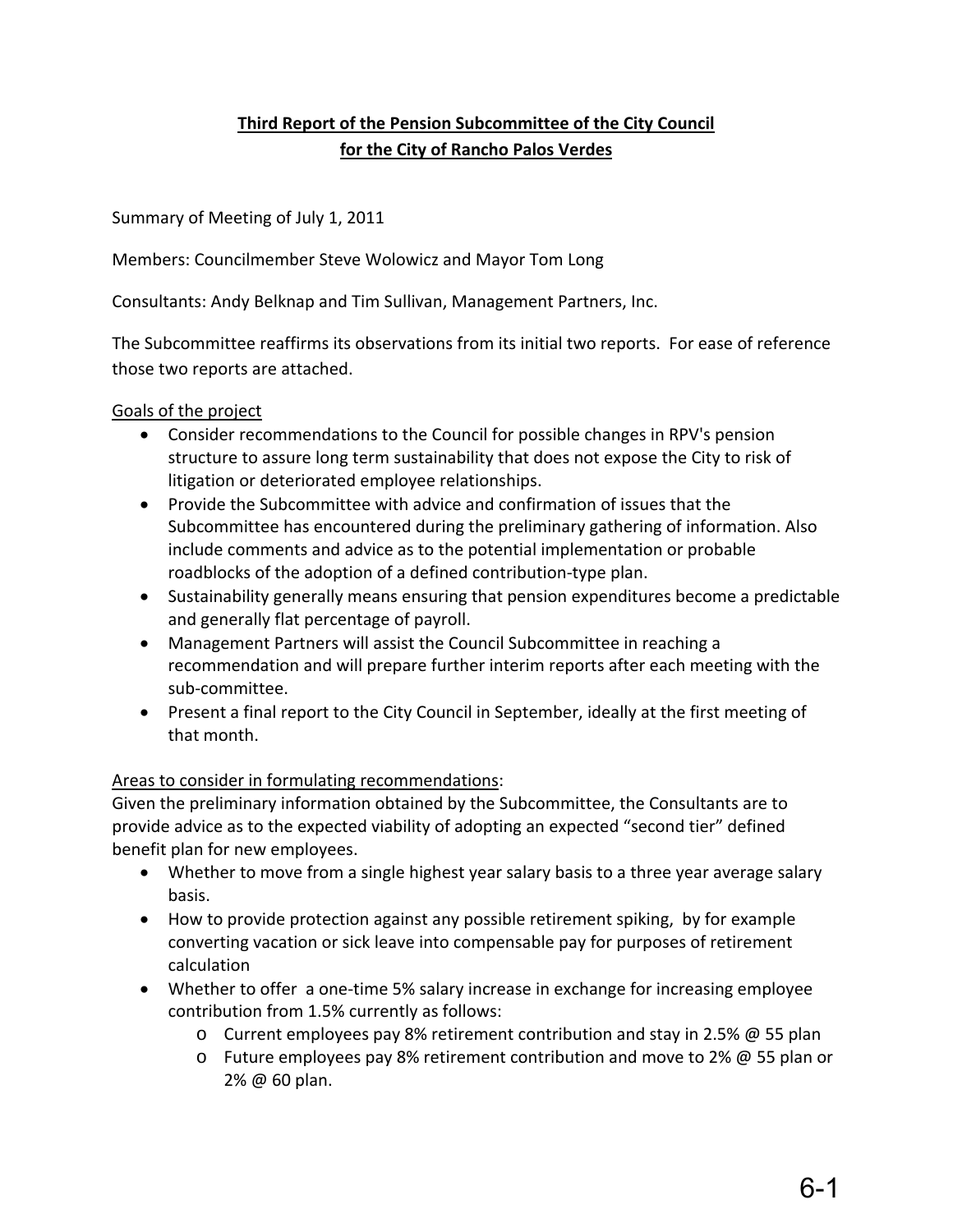**<u>Third Report of the Pension Subcommittee of the City Council</u>**
**<u>for the City of Rancho Palos Verdes</u>**

Summary of Meeting of July 1, 2011

Members: Councilmember Steve Wolowicz and Mayor Tom Long

Consultants: Andy Belknap and Tim Sullivan, Management Partners, Inc.

The Subcommittee reaffirms its observations from its initial two reports. For ease of reference those two reports are attached.

<u>Goals of the project</u>

- Consider recommendations to the Council for possible changes in RPV's pension structure to assure long term sustainability that does not expose the City to risk of litigation or deteriorated employee relationships.
- Provide the Subcommittee with advice and confirmation of issues that the Subcommittee has encountered during the preliminary gathering of information. Also include comments and advice as to the potential implementation or probable roadblocks of the adoption of a defined contribution-type plan.
- Sustainability generally means ensuring that pension expenditures become a predictable and generally flat percentage of payroll.
- Management Partners will assist the Council Subcommittee in reaching a recommendation and will prepare further interim reports after each meeting with the sub-committee.
- Present a final report to the City Council in September, ideally at the first meeting of that month.

<u>Areas to consider in formulating recommendations</u>:
Given the preliminary information obtained by the Subcommittee, the Consultants are to provide advice as to the expected viability of adopting an expected "second tier" defined benefit plan for new employees.

- Whether to move from a single highest year salary basis to a three year average salary basis.
- How to provide protection against any possible retirement spiking, by for example converting vacation or sick leave into compensable pay for purposes of retirement calculation
- Whether to offer a one-time 5% salary increase in exchange for increasing employee contribution from 1.5% currently as follows:
  - Current employees pay 8% retirement contribution and stay in 2.5% @ 55 plan
  - Future employees pay 8% retirement contribution and move to 2% @ 55 plan or 2% @ 60 plan.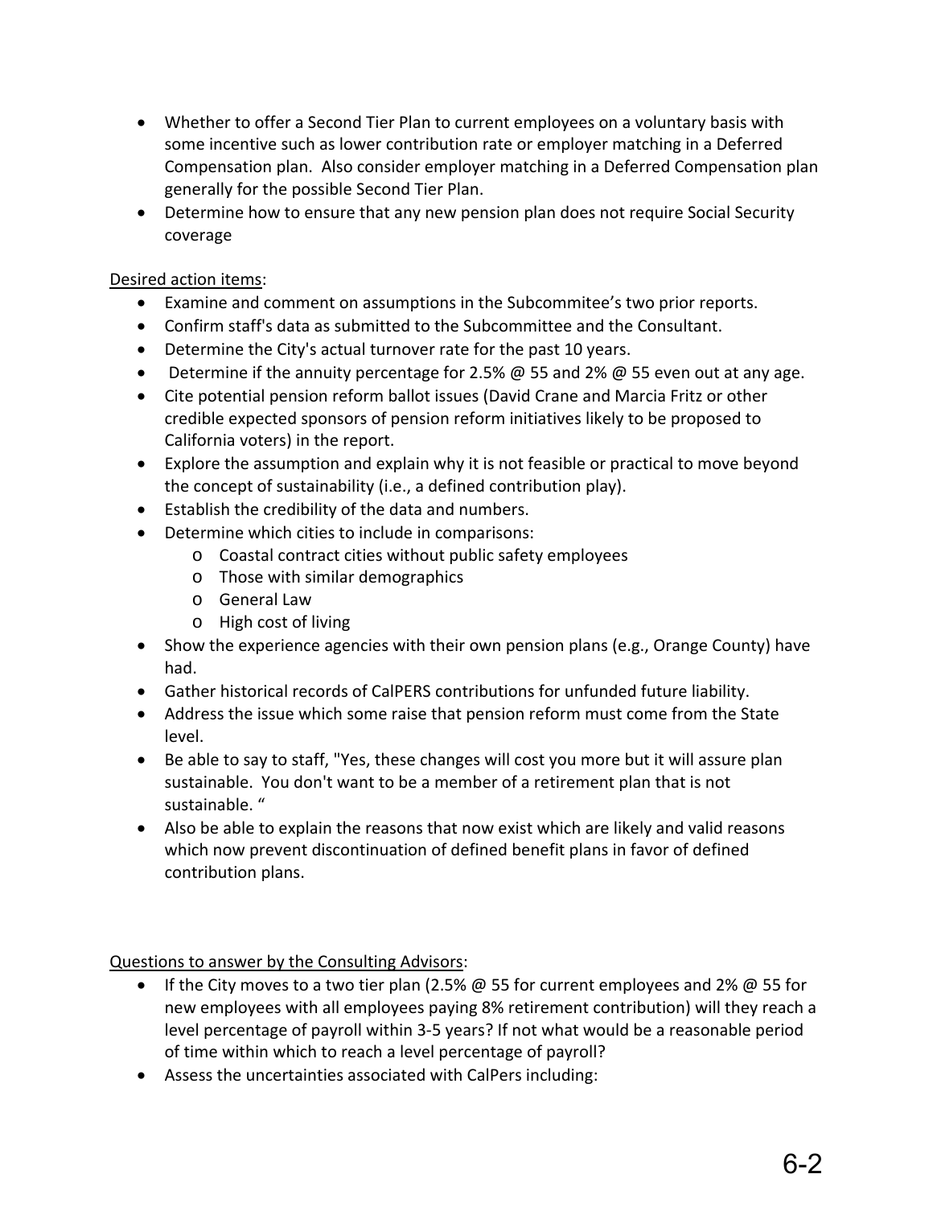- Whether to offer a Second Tier Plan to current employees on a voluntary basis with some incentive such as lower contribution rate or employer matching in a Deferred Compensation plan. Also consider employer matching in a Deferred Compensation plan generally for the possible Second Tier Plan.
- Determine how to ensure that any new pension plan does not require Social Security coverage

<u>Desired action items</u>:

- Examine and comment on assumptions in the Subcommitee's two prior reports.
- Confirm staff's data as submitted to the Subcommittee and the Consultant.
- Determine the City's actual turnover rate for the past 10 years.
- Determine if the annuity percentage for 2.5% @ 55 and 2% @ 55 even out at any age.
- Cite potential pension reform ballot issues (David Crane and Marcia Fritz or other credible expected sponsors of pension reform initiatives likely to be proposed to California voters) in the report.
- Explore the assumption and explain why it is not feasible or practical to move beyond the concept of sustainability (i.e., a defined contribution play).
- Establish the credibility of the data and numbers.
- Determine which cities to include in comparisons:
  - Coastal contract cities without public safety employees
  - Those with similar demographics
  - General Law
  - High cost of living
- Show the experience agencies with their own pension plans (e.g., Orange County) have had.
- Gather historical records of CalPERS contributions for unfunded future liability.
- Address the issue which some raise that pension reform must come from the State level.
- Be able to say to staff, "Yes, these changes will cost you more but it will assure plan sustainable. You don't want to be a member of a retirement plan that is not sustainable. "
- Also be able to explain the reasons that now exist which are likely and valid reasons which now prevent discontinuation of defined benefit plans in favor of defined contribution plans.

<u>Questions to answer by the Consulting Advisors</u>:

- If the City moves to a two tier plan (2.5% @ 55 for current employees and 2% @ 55 for new employees with all employees paying 8% retirement contribution) will they reach a level percentage of payroll within 3-5 years? If not what would be a reasonable period of time within which to reach a level percentage of payroll?
- Assess the uncertainties associated with CalPers including: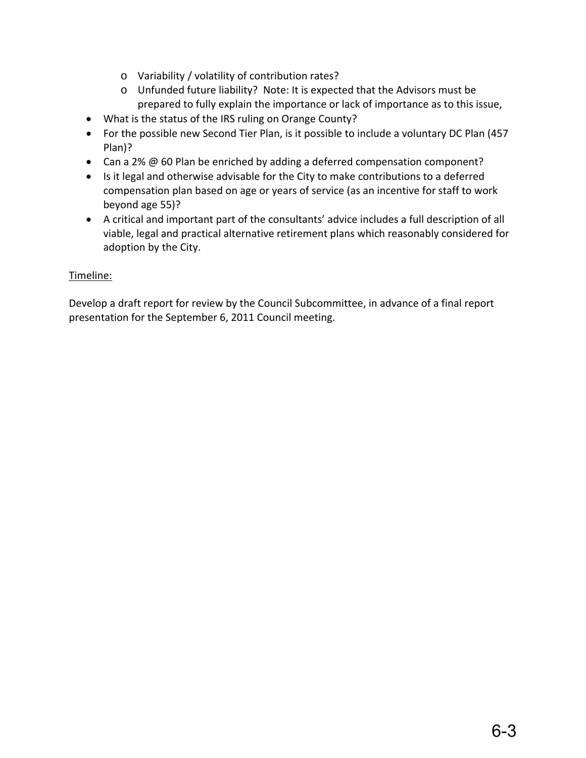- Variability / volatility of contribution rates?
    - Unfunded future liability? Note: It is expected that the Advisors must be prepared to fully explain the importance or lack of importance as to this issue,
- What is the status of the IRS ruling on Orange County?
- For the possible new Second Tier Plan, is it possible to include a voluntary DC Plan (457 Plan)?
- Can a 2% @ 60 Plan be enriched by adding a deferred compensation component?
- Is it legal and otherwise advisable for the City to make contributions to a deferred compensation plan based on age or years of service (as an incentive for staff to work beyond age 55)?
- A critical and important part of the consultants' advice includes a full description of all viable, legal and practical alternative retirement plans which reasonably considered for adoption by the City.

<u>Timeline:</u>

Develop a draft report for review by the Council Subcommittee, in advance of a final report presentation for the September 6, 2011 Council meeting.